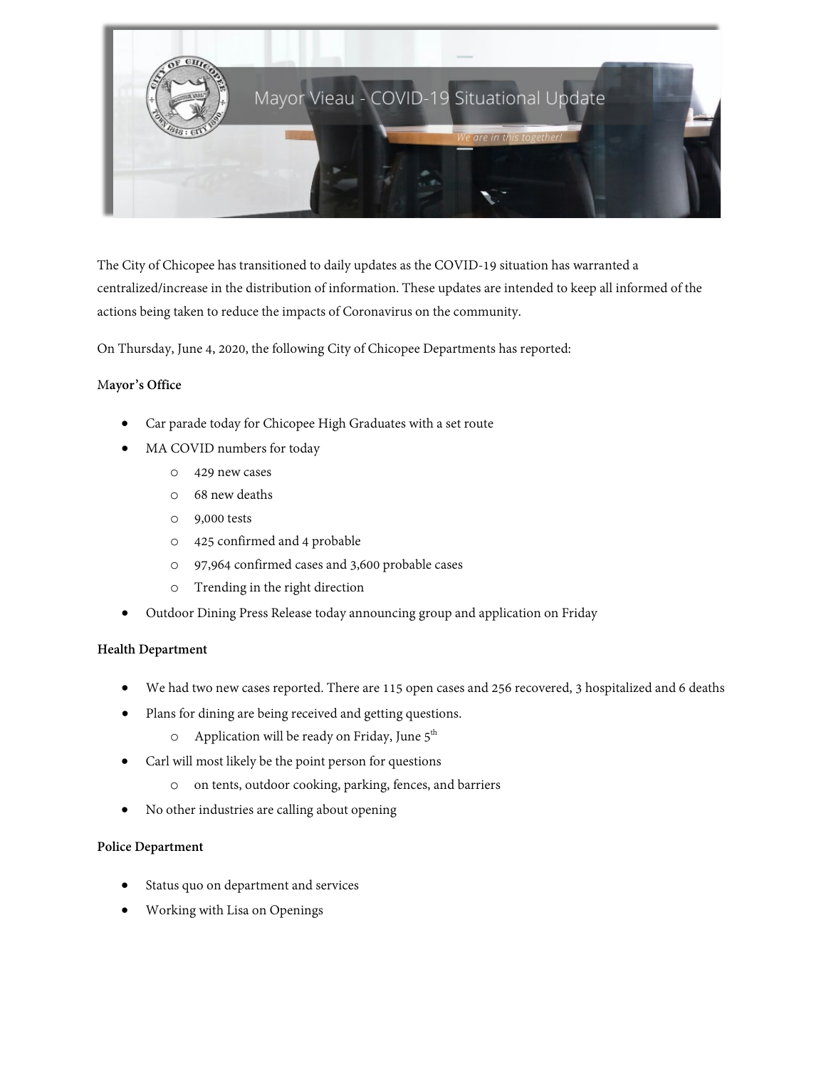Mayor Vieau - COVID-19 Situational Update

*We are in this together!*

The City of Chicopee has transitioned to daily updates as the COVID-19 situation has warranted a centralized/increase in the distribution of information. These updates are intended to keep all informed of the actions being taken to reduce the impacts of Coronavirus on the community.

On Thursday, June 4, 2020, the following City of Chicopee Departments has reported:

**Mayor's Office**

- Car parade today for Chicopee High Graduates with a set route
- MA COVID numbers for today
  - 429 new cases
  - 68 new deaths
  - 9,000 tests
  - 425 confirmed and 4 probable
  - 97,964 confirmed cases and 3,600 probable cases
  - Trending in the right direction
- Outdoor Dining Press Release today announcing group and application on Friday

**Health Department**

- We had two new cases reported. There are 115 open cases and 256 recovered, 3 hospitalized and 6 deaths
- Plans for dining are being received and getting questions.
  - Application will be ready on Friday, June 5th
- Carl will most likely be the point person for questions
  - on tents, outdoor cooking, parking, fences, and barriers
- No other industries are calling about opening

**Police Department**

- Status quo on department and services
- Working with Lisa on Openings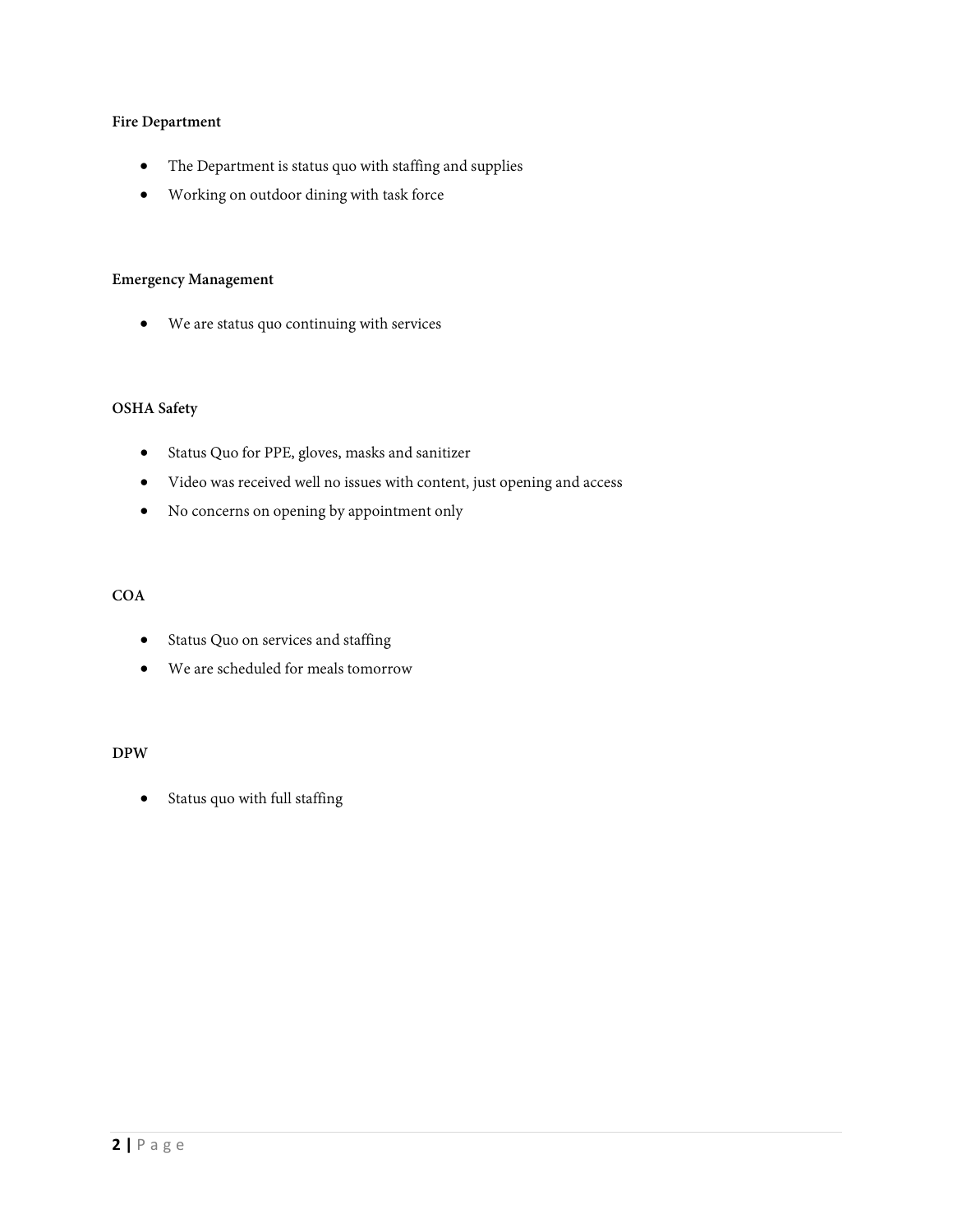**Fire Department**

- The Department is status quo with staffing and supplies
- Working on outdoor dining with task force

**Emergency Management**

- We are status quo continuing with services

**OSHA Safety**

- Status Quo for PPE, gloves, masks and sanitizer
- Video was received well no issues with content, just opening and access
- No concerns on opening by appointment only

**COA**

- Status Quo on services and staffing
- We are scheduled for meals tomorrow

**DPW**

- Status quo with full staffing